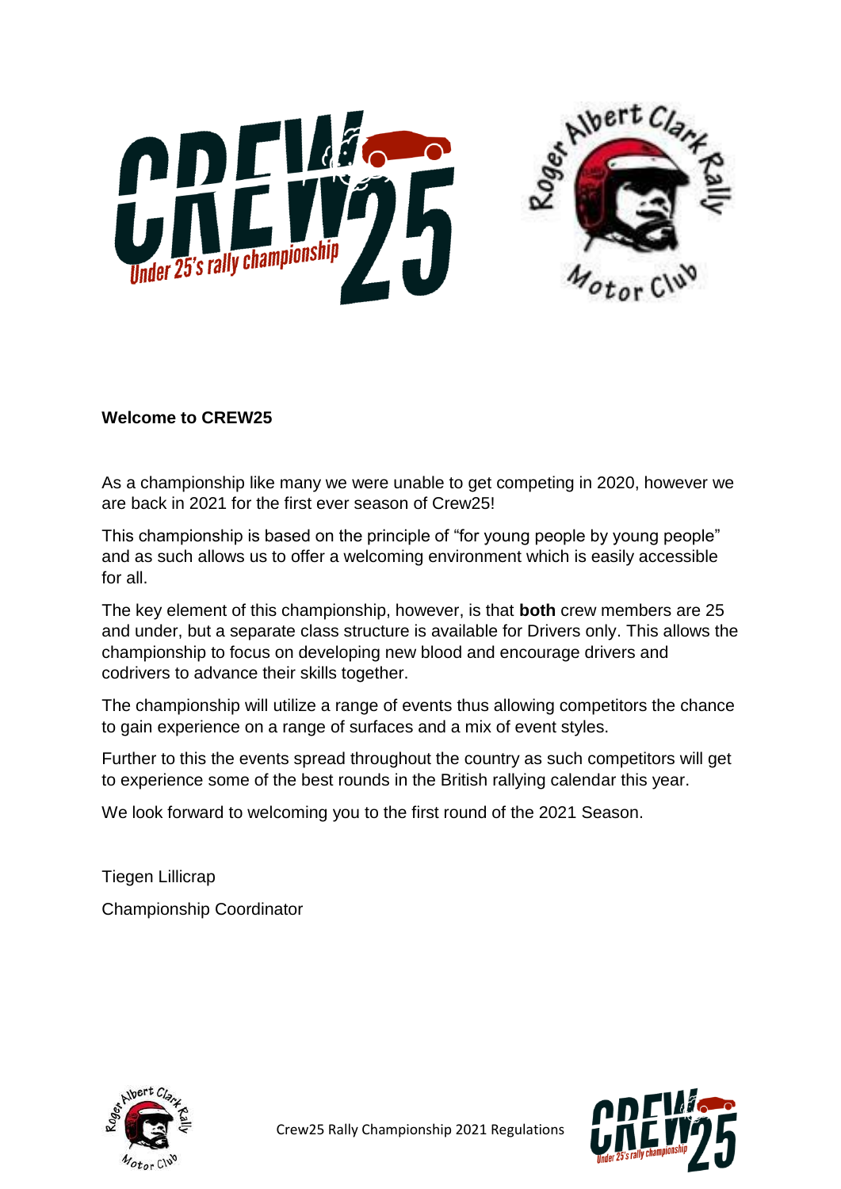**Welcome to CREW25**

As a championship like many we were unable to get competing in 2020, however we are back in 2021 for the first ever season of Crew25!

This championship is based on the principle of "for young people by young people" and as such allows us to offer a welcoming environment which is easily accessible for all.

The key element of this championship, however, is that **both** crew members are 25 and under, but a separate class structure is available for Drivers only. This allows the championship to focus on developing new blood and encourage drivers and codrivers to advance their skills together.

The championship will utilize a range of events thus allowing competitors the chance to gain experience on a range of surfaces and a mix of event styles.

Further to this the events spread throughout the country as such competitors will get to experience some of the best rounds in the British rallying calendar this year.

We look forward to welcoming you to the first round of the 2021 Season.

Tiegen Lillicrap

Championship Coordinator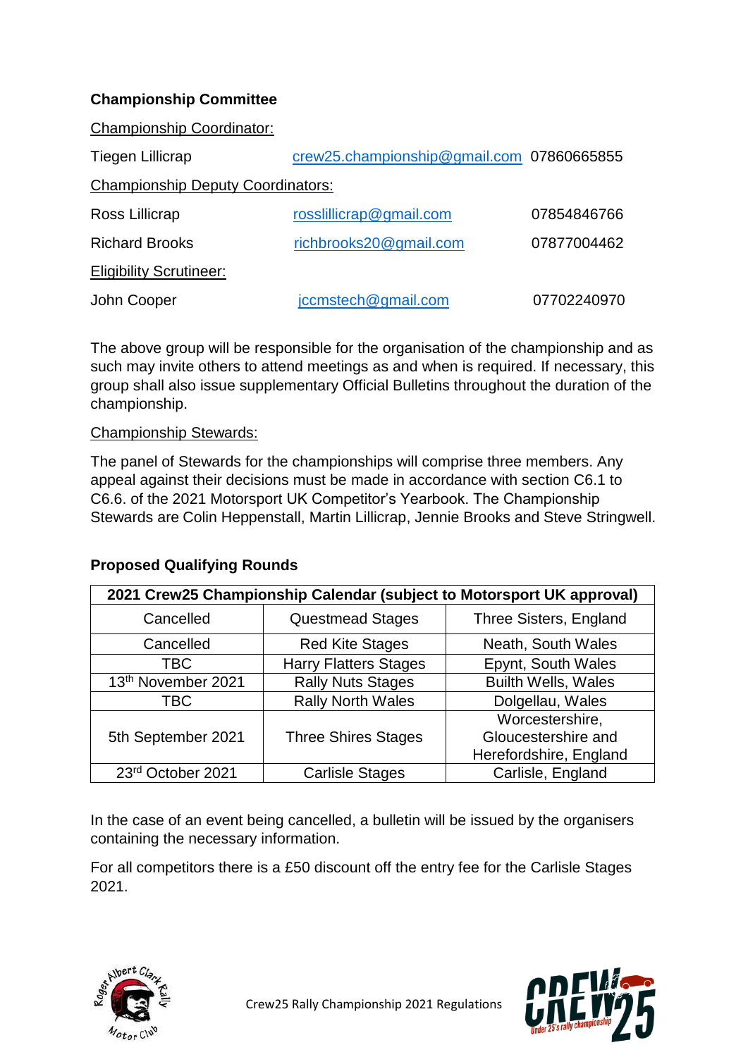**Championship Committee**

Championship Coordinator:

| | | |
|---|---|---|
| Tiegen Lillicrap | crew25.championship@gmail.com | 07860665855 |

Championship Deputy Coordinators:

| | | |
|---|---|---|
| Ross Lillicrap | rosslillicrap@gmail.com | 07854846766 |
| Richard Brooks | richbrooks20@gmail.com | 07877004462 |

Eligibility Scrutineer:

| | | |
|---|---|---|
| John Cooper | jccmstech@gmail.com | 07702240970 |

The above group will be responsible for the organisation of the championship and as such may invite others to attend meetings as and when is required. If necessary, this group shall also issue supplementary Official Bulletins throughout the duration of the championship.

Championship Stewards:

The panel of Stewards for the championships will comprise three members. Any appeal against their decisions must be made in accordance with section C6.1 to C6.6. of the 2021 Motorsport UK Competitor's Yearbook. The Championship Stewards are Colin Heppenstall, Martin Lillicrap, Jennie Brooks and Steve Stringwell.

**Proposed Qualifying Rounds**

| 2021 Crew25 Championship Calendar (subject to Motorsport UK approval) | | |
|---|---|---|
| Cancelled | Questmead Stages | Three Sisters, England |
| Cancelled | Red Kite Stages | Neath, South Wales |
| TBC | Harry Flatters Stages | Epynt, South Wales |
| 13th November 2021 | Rally Nuts Stages | Builth Wells, Wales |
| TBC | Rally North Wales | Dolgellau, Wales |
| 5th September 2021 | Three Shires Stages | Worcestershire, Gloucestershire and Herefordshire, England |
| 23rd October 2021 | Carlisle Stages | Carlisle, England |

In the case of an event being cancelled, a bulletin will be issued by the organisers containing the necessary information.

For all competitors there is a £50 discount off the entry fee for the Carlisle Stages 2021.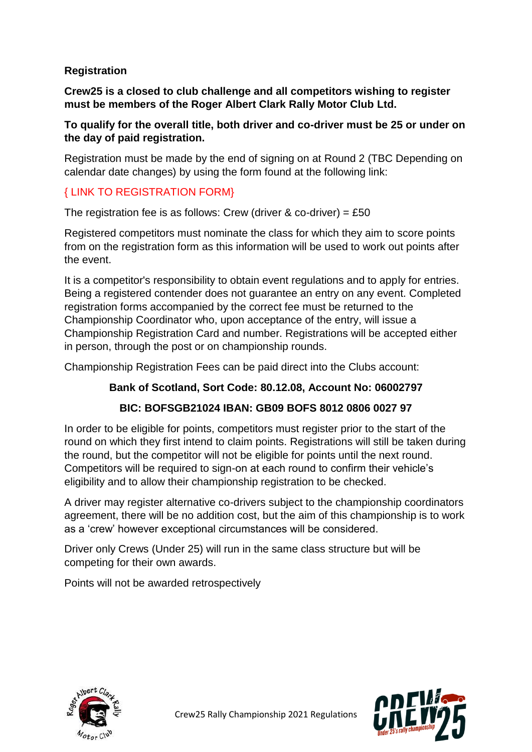## Registration

**Crew25 is a closed to club challenge and all competitors wishing to register must be members of the Roger Albert Clark Rally Motor Club Ltd.**

**To qualify for the overall title, both driver and co-driver must be 25 or under on the day of paid registration.**

Registration must be made by the end of signing on at Round 2 (TBC Depending on calendar date changes) by using the form found at the following link:

{ LINK TO REGISTRATION FORM}

The registration fee is as follows: Crew (driver & co-driver) = £50

Registered competitors must nominate the class for which they aim to score points from on the registration form as this information will be used to work out points after the event.

It is a competitor's responsibility to obtain event regulations and to apply for entries. Being a registered contender does not guarantee an entry on any event. Completed registration forms accompanied by the correct fee must be returned to the Championship Coordinator who, upon acceptance of the entry, will issue a Championship Registration Card and number. Registrations will be accepted either in person, through the post or on championship rounds.

Championship Registration Fees can be paid direct into the Clubs account:

**Bank of Scotland, Sort Code: 80.12.08, Account No: 06002797**

**BIC: BOFSGB21024 IBAN: GB09 BOFS 8012 0806 0027 97**

In order to be eligible for points, competitors must register prior to the start of the round on which they first intend to claim points. Registrations will still be taken during the round, but the competitor will not be eligible for points until the next round. Competitors will be required to sign-on at each round to confirm their vehicle's eligibility and to allow their championship registration to be checked.

A driver may register alternative co-drivers subject to the championship coordinators agreement, there will be no addition cost, but the aim of this championship is to work as a 'crew' however exceptional circumstances will be considered.

Driver only Crews (Under 25) will run in the same class structure but will be competing for their own awards.

Points will not be awarded retrospectively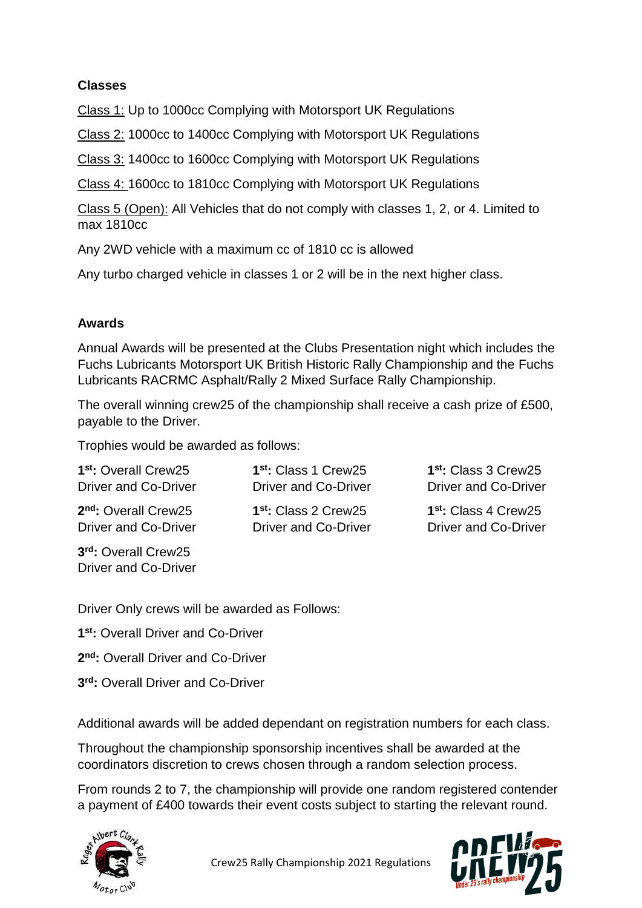**Classes**

Class 1: Up to 1000cc Complying with Motorsport UK Regulations

Class 2: 1000cc to 1400cc Complying with Motorsport UK Regulations

Class 3: 1400cc to 1600cc Complying with Motorsport UK Regulations

Class 4: 1600cc to 1810cc Complying with Motorsport UK Regulations

Class 5 (Open): All Vehicles that do not comply with classes 1, 2, or 4. Limited to max 1810cc

Any 2WD vehicle with a maximum cc of 1810 cc is allowed

Any turbo charged vehicle in classes 1 or 2 will be in the next higher class.

**Awards**

Annual Awards will be presented at the Clubs Presentation night which includes the Fuchs Lubricants Motorsport UK British Historic Rally Championship and the Fuchs Lubricants RACRMC Asphalt/Rally 2 Mixed Surface Rally Championship.

The overall winning crew25 of the championship shall receive a cash prize of £500, payable to the Driver.

Trophies would be awarded as follows:

**1st:** Overall Crew25 Driver and Co-Driver

**2nd:** Overall Crew25 Driver and Co-Driver

**3rd:** Overall Crew25 Driver and Co-Driver

**1st:** Class 1 Crew25 Driver and Co-Driver

**1st:** Class 2 Crew25 Driver and Co-Driver

**1st:** Class 3 Crew25 Driver and Co-Driver

**1st:** Class 4 Crew25 Driver and Co-Driver

Driver Only crews will be awarded as Follows:

**1st:** Overall Driver and Co-Driver

**2nd:** Overall Driver and Co-Driver

**3rd:** Overall Driver and Co-Driver

Additional awards will be added dependant on registration numbers for each class.

Throughout the championship sponsorship incentives shall be awarded at the coordinators discretion to crews chosen through a random selection process.

From rounds 2 to 7, the championship will provide one random registered contender a payment of £400 towards their event costs subject to starting the relevant round.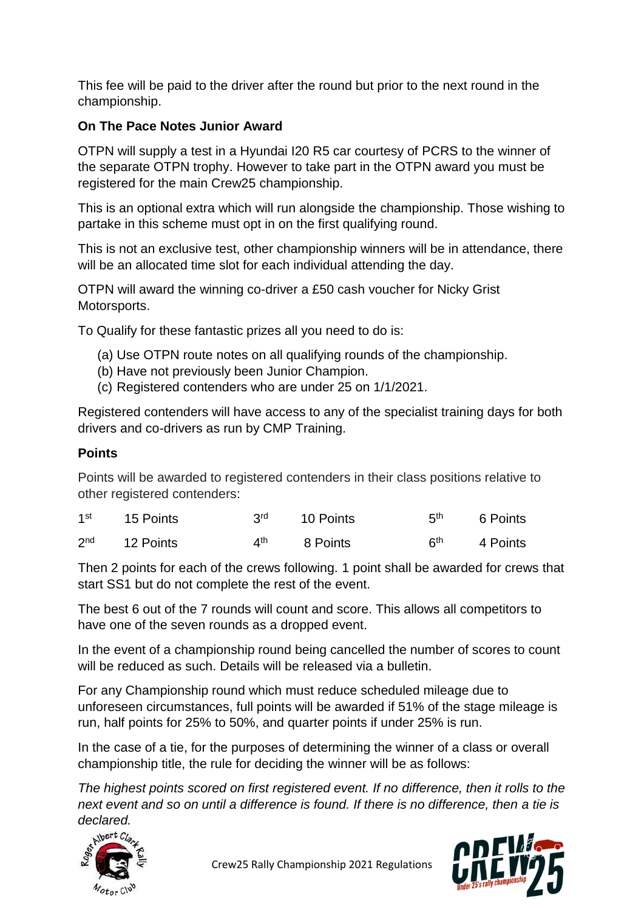This fee will be paid to the driver after the round but prior to the next round in the championship.

**On The Pace Notes Junior Award**

OTPN will supply a test in a Hyundai I20 R5 car courtesy of PCRS to the winner of the separate OTPN trophy. However to take part in the OTPN award you must be registered for the main Crew25 championship.

This is an optional extra which will run alongside the championship. Those wishing to partake in this scheme must opt in on the first qualifying round.

This is not an exclusive test, other championship winners will be in attendance, there will be an allocated time slot for each individual attending the day.

OTPN will award the winning co-driver a £50 cash voucher for Nicky Grist Motorsports.

To Qualify for these fantastic prizes all you need to do is:

(a) Use OTPN route notes on all qualifying rounds of the championship.
(b) Have not previously been Junior Champion.
(c) Registered contenders who are under 25 on 1/1/2021.

Registered contenders will have access to any of the specialist training days for both drivers and co-drivers as run by CMP Training.

**Points**

Points will be awarded to registered contenders in their class positions relative to other registered contenders:

| | | | | | |
|---|---|---|---|---|---|
| 1st | 15 Points | 3rd | 10 Points | 5th | 6 Points |
| 2nd | 12 Points | 4th | 8 Points | 6th | 4 Points |

Then 2 points for each of the crews following. 1 point shall be awarded for crews that start SS1 but do not complete the rest of the event.

The best 6 out of the 7 rounds will count and score. This allows all competitors to have one of the seven rounds as a dropped event.

In the event of a championship round being cancelled the number of scores to count will be reduced as such. Details will be released via a bulletin.

For any Championship round which must reduce scheduled mileage due to unforeseen circumstances, full points will be awarded if 51% of the stage mileage is run, half points for 25% to 50%, and quarter points if under 25% is run.

In the case of a tie, for the purposes of determining the winner of a class or overall championship title, the rule for deciding the winner will be as follows:

*The highest points scored on first registered event. If no difference, then it rolls to the next event and so on until a difference is found. If there is no difference, then a tie is declared.*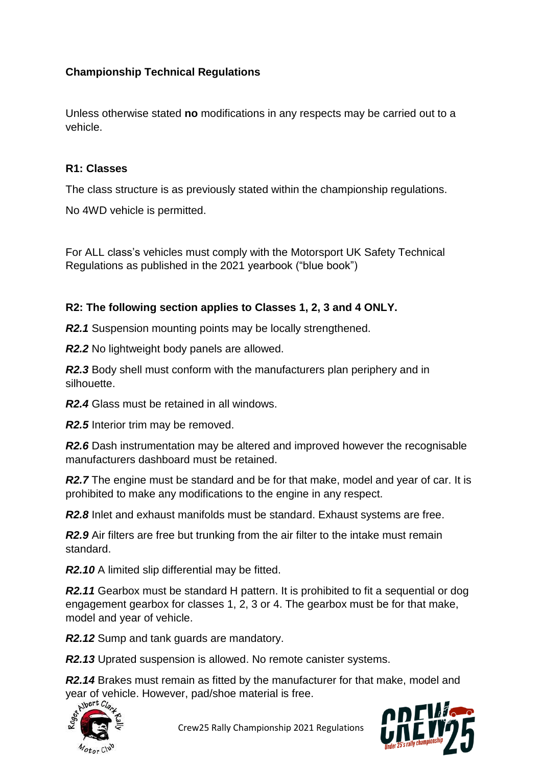**Championship Technical Regulations**

Unless otherwise stated **no** modifications in any respects may be carried out to a vehicle.

**R1: Classes**

The class structure is as previously stated within the championship regulations.

No 4WD vehicle is permitted.

For ALL class's vehicles must comply with the Motorsport UK Safety Technical Regulations as published in the 2021 yearbook ("blue book")

**R2: The following section applies to Classes 1, 2, 3 and 4 ONLY.**

***R2.1*** Suspension mounting points may be locally strengthened.

***R2.2*** No lightweight body panels are allowed.

***R2.3*** Body shell must conform with the manufacturers plan periphery and in silhouette.

***R2.4*** Glass must be retained in all windows.

***R2.5*** Interior trim may be removed.

***R2.6*** Dash instrumentation may be altered and improved however the recognisable manufacturers dashboard must be retained.

***R2.7*** The engine must be standard and be for that make, model and year of car. It is prohibited to make any modifications to the engine in any respect.

***R2.8*** Inlet and exhaust manifolds must be standard. Exhaust systems are free.

***R2.9*** Air filters are free but trunking from the air filter to the intake must remain standard.

***R2.10*** A limited slip differential may be fitted.

***R2.11*** Gearbox must be standard H pattern. It is prohibited to fit a sequential or dog engagement gearbox for classes 1, 2, 3 or 4. The gearbox must be for that make, model and year of vehicle.

***R2.12*** Sump and tank guards are mandatory.

***R2.13*** Uprated suspension is allowed. No remote canister systems.

***R2.14*** Brakes must remain as fitted by the manufacturer for that make, model and year of vehicle. However, pad/shoe material is free.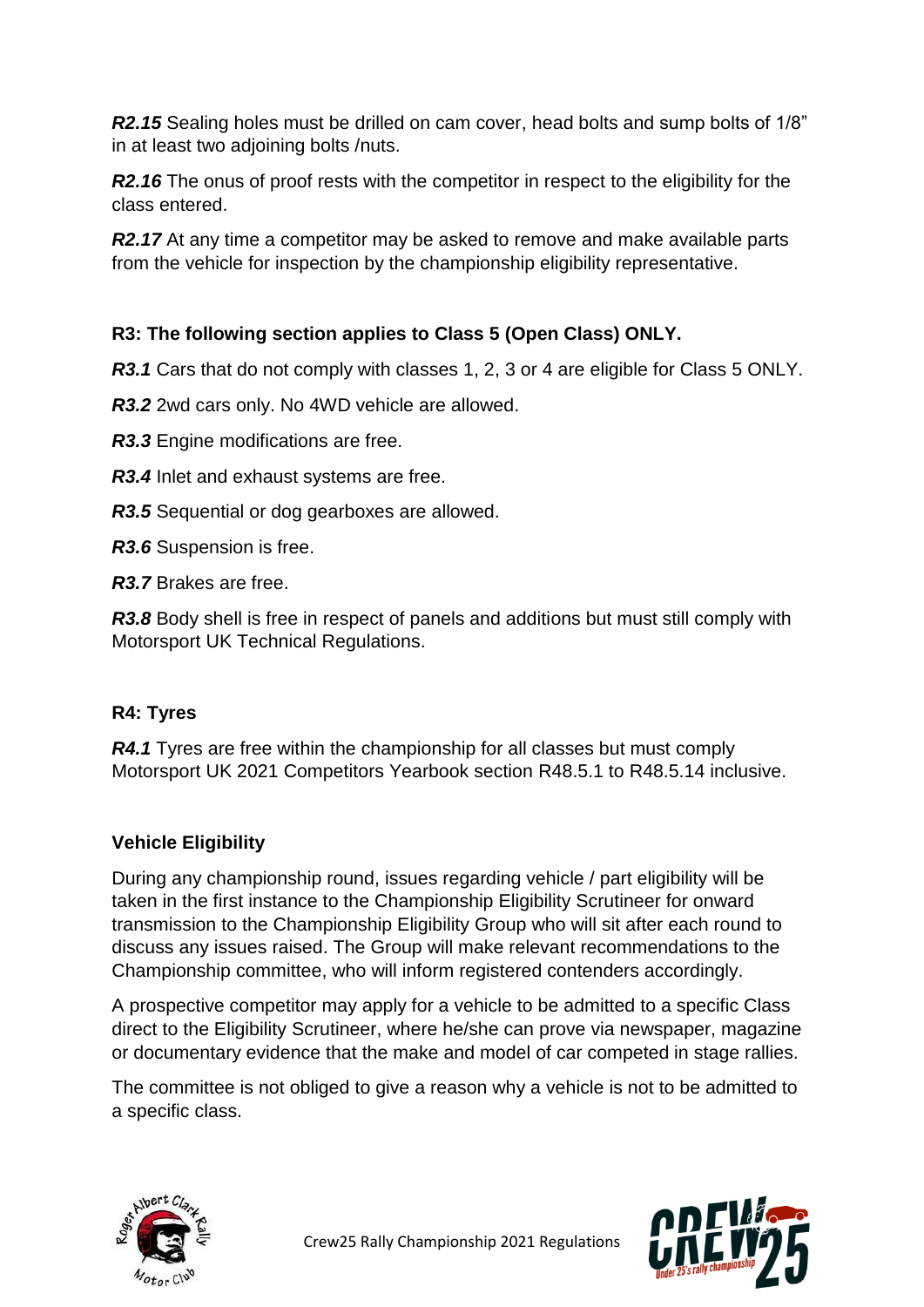***R2.15*** Sealing holes must be drilled on cam cover, head bolts and sump bolts of 1/8" in at least two adjoining bolts /nuts.

***R2.16*** The onus of proof rests with the competitor in respect to the eligibility for the class entered.

***R2.17*** At any time a competitor may be asked to remove and make available parts from the vehicle for inspection by the championship eligibility representative.

**R3: The following section applies to Class 5 (Open Class) ONLY.**

***R3.1*** Cars that do not comply with classes 1, 2, 3 or 4 are eligible for Class 5 ONLY.

***R3.2*** 2wd cars only. No 4WD vehicle are allowed.

***R3.3*** Engine modifications are free.

***R3.4*** Inlet and exhaust systems are free.

***R3.5*** Sequential or dog gearboxes are allowed.

***R3.6*** Suspension is free.

***R3.7*** Brakes are free.

***R3.8*** Body shell is free in respect of panels and additions but must still comply with Motorsport UK Technical Regulations.

**R4: Tyres**

***R4.1*** Tyres are free within the championship for all classes but must comply Motorsport UK 2021 Competitors Yearbook section R48.5.1 to R48.5.14 inclusive.

**Vehicle Eligibility**

During any championship round, issues regarding vehicle / part eligibility will be taken in the first instance to the Championship Eligibility Scrutineer for onward transmission to the Championship Eligibility Group who will sit after each round to discuss any issues raised. The Group will make relevant recommendations to the Championship committee, who will inform registered contenders accordingly.

A prospective competitor may apply for a vehicle to be admitted to a specific Class direct to the Eligibility Scrutineer, where he/she can prove via newspaper, magazine or documentary evidence that the make and model of car competed in stage rallies.

The committee is not obliged to give a reason why a vehicle is not to be admitted to a specific class.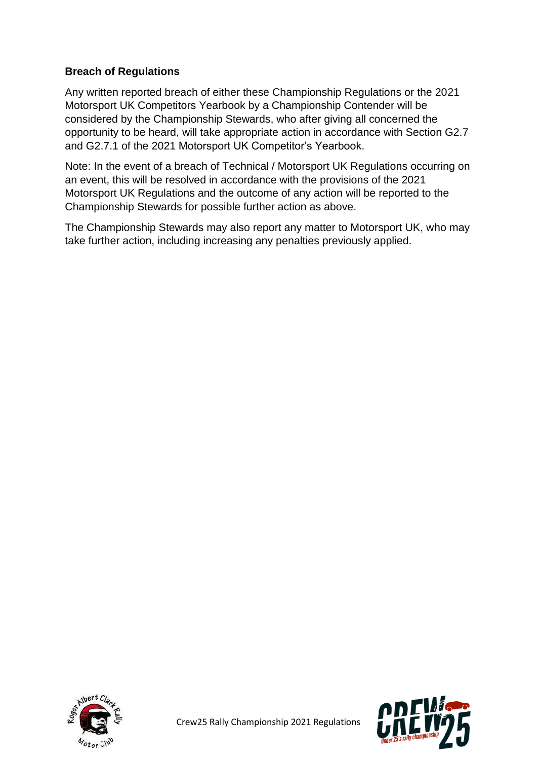**Breach of Regulations**

Any written reported breach of either these Championship Regulations or the 2021 Motorsport UK Competitors Yearbook by a Championship Contender will be considered by the Championship Stewards, who after giving all concerned the opportunity to be heard, will take appropriate action in accordance with Section G2.7 and G2.7.1 of the 2021 Motorsport UK Competitor's Yearbook.

Note: In the event of a breach of Technical / Motorsport UK Regulations occurring on an event, this will be resolved in accordance with the provisions of the 2021 Motorsport UK Regulations and the outcome of any action will be reported to the Championship Stewards for possible further action as above.

The Championship Stewards may also report any matter to Motorsport UK, who may take further action, including increasing any penalties previously applied.